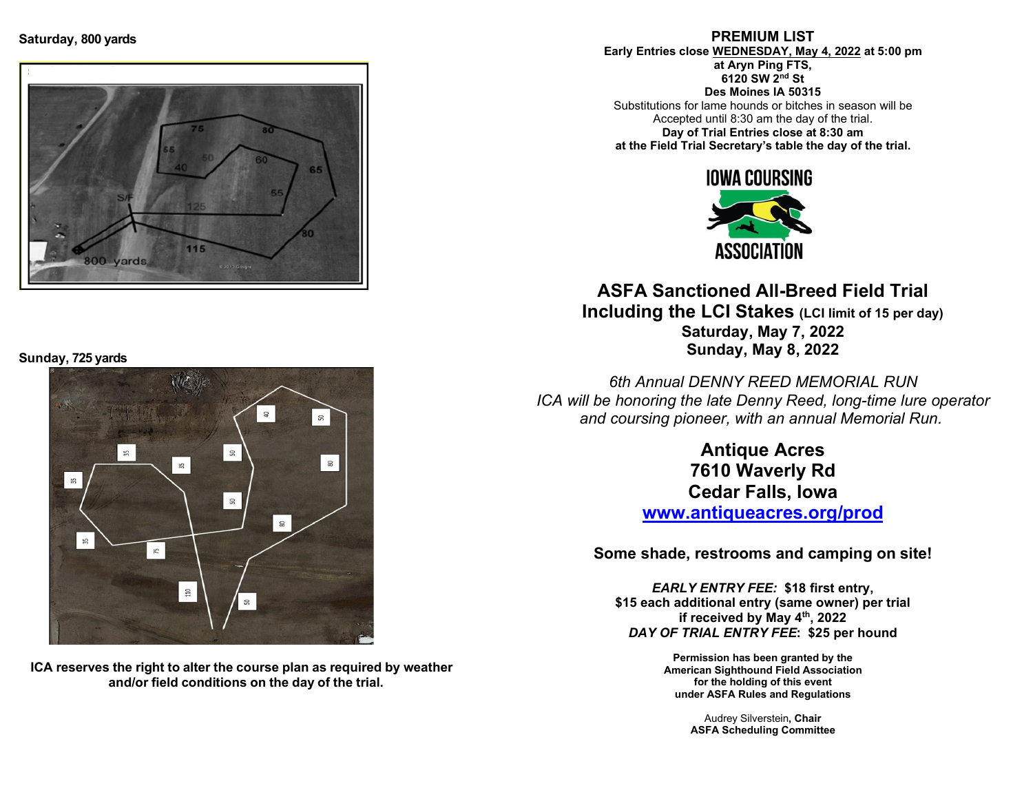**Saturday, 800 yards**

**Sunday, 725 yards**

**ICA reserves the right to alter the course plan as required by weather and/or field conditions on the day of the trial.**

**PREMIUM LIST**

**Early Entries close WEDNESDAY, May 4, 2022 at 5:00 pm**
**at Aryn Ping FTS,**
**6120 SW 2nd St**
**Des Moines IA 50315**

Substitutions for lame hounds or bitches in season will be Accepted until 8:30 am the day of the trial.

**Day of Trial Entries close at 8:30 am at the Field Trial Secretary's table the day of the trial.**

IOWA COURSING ASSOCIATION

# ASFA Sanctioned All-Breed Field Trial

## Including the LCI Stakes (LCI limit of 15 per day)

**Saturday, May 7, 2022**
**Sunday, May 8, 2022**

*6th Annual DENNY REED MEMORIAL RUN*
*ICA will be honoring the late Denny Reed, long-time lure operator and coursing pioneer, with an annual Memorial Run.*

**Antique Acres**
**7610 Waverly Rd**
**Cedar Falls, Iowa**
**www.antiqueacres.org/prod**

**Some shade, restrooms and camping on site!**

***EARLY ENTRY FEE:*** **$18 first entry,**
**$15 each additional entry (same owner) per trial**
**if received by May 4th, 2022**
***DAY OF TRIAL ENTRY FEE*****: $25 per hound**

**Permission has been granted by the American Sighthound Field Association for the holding of this event under ASFA Rules and Regulations**

Audrey Silverstein**, Chair**
**ASFA Scheduling Committee**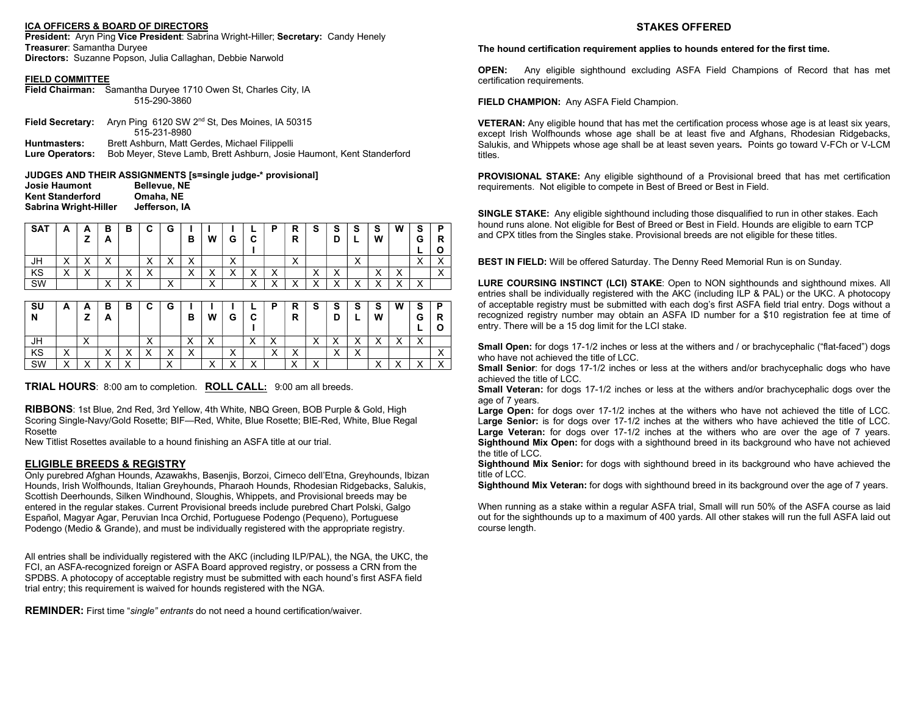**ICA OFFICERS & BOARD OF DIRECTORS**

**President:** Aryn Ping **Vice President**: Sabrina Wright-Hiller; **Secretary:** Candy Henely
**Treasurer**: Samantha Duryee
**Directors:** Suzanne Popson, Julia Callaghan, Debbie Narwold

**FIELD COMMITTEE**

**Field Chairman:** Samantha Duryee 1710 Owen St, Charles City, IA
515-290-3860

**Field Secretary:** Aryn Ping 6120 SW 2nd St, Des Moines, IA 50315
515-231-8980
**Huntmasters:** Brett Ashburn, Matt Gerdes, Michael Filippelli
**Lure Operators:** Bob Meyer, Steve Lamb, Brett Ashburn, Josie Haumont, Kent Standerford

**JUDGES AND THEIR ASSIGNMENTS [s=single judge-* provisional]**

**Josie Haumont** Bellevue, NE
**Kent Standerford** Omaha, NE
**Sabrina Wright-Hiller** Jefferson, IA

| SAT | A | AZ | BA | B | C | G | IB | IW | IG | LCI | P | RR | S | SD | SL | SW | W | SGL | PRO |
|---|---|---|---|---|---|---|---|---|---|---|---|---|---|---|---|---|---|---|---|
| JH | X | X | X | | X | X | X | | X | | | X | | | X | | | X | X |
| KS | X | X | | X | X | | X | X | X | X | X | | X | X | | X | X | | X |
| SW | | | X | X | | X | | X | | X | X | X | X | X | X | X | X | X | |

| SUN | A | AZ | BA | B | C | G | IB | IW | IG | LCI | P | RR | S | SD | SL | SW | W | SGL | PRO |
|---|---|---|---|---|---|---|---|---|---|---|---|---|---|---|---|---|---|---|---|
| JH | | X | | | X | | X | X | | X | X | | X | X | X | X | X | X | |
| KS | X | | X | X | X | X | X | | X | | X | X | | X | X | | | | X |
| SW | X | X | X | X | | X | | X | X | X | | X | X | | | X | X | X | X |

**TRIAL HOURS**: 8:00 am to completion. **ROLL CALL:** 9:00 am all breeds.

**RIBBONS**: 1st Blue, 2nd Red, 3rd Yellow, 4th White, NBQ Green, BOB Purple & Gold, High Scoring Single-Navy/Gold Rosette; BIF—Red, White, Blue Rosette; BIE-Red, White, Blue Regal Rosette
New Titlist Rosettes available to a hound finishing an ASFA title at our trial.

## ELIGIBLE BREEDS & REGISTRY

Only purebred Afghan Hounds, Azawakhs, Basenjis, Borzoi, Cirneco dell'Etna, Greyhounds, Ibizan Hounds, Irish Wolfhounds, Italian Greyhounds, Pharaoh Hounds, Rhodesian Ridgebacks, Salukis, Scottish Deerhounds, Silken Windhound, Sloughis, Whippets, and Provisional breeds may be entered in the regular stakes. Current Provisional breeds include purebred Chart Polski, Galgo Español, Magyar Agar, Peruvian Inca Orchid, Portuguese Podengo (Pequeno), Portuguese Podengo (Medio & Grande), and must be individually registered with the appropriate registry.

All entries shall be individually registered with the AKC (including ILP/PAL), the NGA, the UKC, the FCI, an ASFA-recognized foreign or ASFA Board approved registry, or possess a CRN from the SPDBS. A photocopy of acceptable registry must be submitted with each hound's first ASFA field trial entry; this requirement is waived for hounds registered with the NGA.

**REMINDER:** First time "*single" entrants* do not need a hound certification/waiver.

## STAKES OFFERED

**The hound certification requirement applies to hounds entered for the first time.**

**OPEN:** Any eligible sighthound excluding ASFA Field Champions of Record that has met certification requirements.

**FIELD CHAMPION:** Any ASFA Field Champion.

**VETERAN:** Any eligible hound that has met the certification process whose age is at least six years, except Irish Wolfhounds whose age shall be at least five and Afghans, Rhodesian Ridgebacks, Salukis, and Whippets whose age shall be at least seven years**.** Points go toward V-FCh or V-LCM titles.

**PROVISIONAL STAKE:** Any eligible sighthound of a Provisional breed that has met certification requirements. Not eligible to compete in Best of Breed or Best in Field.

**SINGLE STAKE:** Any eligible sighthound including those disqualified to run in other stakes. Each hound runs alone. Not eligible for Best of Breed or Best in Field. Hounds are eligible to earn TCP and CPX titles from the Singles stake. Provisional breeds are not eligible for these titles.

**BEST IN FIELD:** Will be offered Saturday. The Denny Reed Memorial Run is on Sunday.

**LURE COURSING INSTINCT (LCI) STAKE**: Open to NON sighthounds and sighthound mixes. All entries shall be individually registered with the AKC (including ILP & PAL) or the UKC. A photocopy of acceptable registry must be submitted with each dog's first ASFA field trial entry. Dogs without a recognized registry number may obtain an ASFA ID number for a $10 registration fee at time of entry. There will be a 15 dog limit for the LCI stake.

**Small Open:** for dogs 17-1/2 inches or less at the withers and / or brachycephalic ("flat-faced") dogs who have not achieved the title of LCC.
**Small Senior**: for dogs 17-1/2 inches or less at the withers and/or brachycephalic dogs who have achieved the title of LCC.
**Small Veteran:** for dogs 17-1/2 inches or less at the withers and/or brachycephalic dogs over the age of 7 years.
**Large Open:** for dogs over 17-1/2 inches at the withers who have not achieved the title of LCC.
**Large Senior:** is for dogs over 17-1/2 inches at the withers who have achieved the title of LCC.
**Large Veteran:** for dogs over 17-1/2 inches at the withers who are over the age of 7 years.
**Sighthound Mix Open:** for dogs with a sighthound breed in its background who have not achieved the title of LCC.
**Sighthound Mix Senior:** for dogs with sighthound breed in its background who have achieved the title of LCC.
**Sighthound Mix Veteran:** for dogs with sighthound breed in its background over the age of 7 years.

When running as a stake within a regular ASFA trial, Small will run 50% of the ASFA course as laid out for the sighthounds up to a maximum of 400 yards. All other stakes will run the full ASFA laid out course length.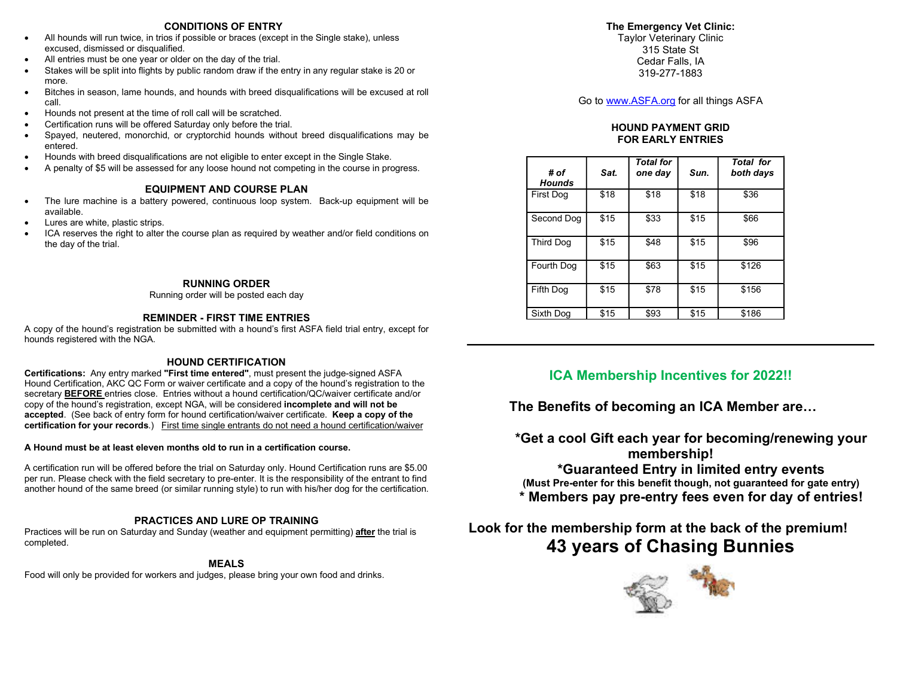## CONDITIONS OF ENTRY

- All hounds will run twice, in trios if possible or braces (except in the Single stake), unless excused, dismissed or disqualified.
- All entries must be one year or older on the day of the trial.
- Stakes will be split into flights by public random draw if the entry in any regular stake is 20 or more.
- Bitches in season, lame hounds, and hounds with breed disqualifications will be excused at roll call.
- Hounds not present at the time of roll call will be scratched.
- Certification runs will be offered Saturday only before the trial.
- Spayed, neutered, monorchid, or cryptorchid hounds without breed disqualifications may be entered.
- Hounds with breed disqualifications are not eligible to enter except in the Single Stake.
- A penalty of $5 will be assessed for any loose hound not competing in the course in progress.

## EQUIPMENT AND COURSE PLAN

- The lure machine is a battery powered, continuous loop system. Back-up equipment will be available.
- Lures are white, plastic strips.
- ICA reserves the right to alter the course plan as required by weather and/or field conditions on the day of the trial.

## RUNNING ORDER

Running order will be posted each day

## REMINDER - FIRST TIME ENTRIES

A copy of the hound's registration be submitted with a hound's first ASFA field trial entry, except for hounds registered with the NGA.

## HOUND CERTIFICATION

**Certifications:** Any entry marked **"First time entered"**, must present the judge-signed ASFA Hound Certification, AKC QC Form or waiver certificate and a copy of the hound's registration to the secretary **BEFORE** entries close. Entries without a hound certification/QC/waiver certificate and/or copy of the hound's registration, except NGA, will be considered **incomplete and will not be accepted**. (See back of entry form for hound certification/waiver certificate. **Keep a copy of the certification for your records**.) First time single entrants do not need a hound certification/waiver

**A Hound must be at least eleven months old to run in a certification course.**

A certification run will be offered before the trial on Saturday only. Hound Certification runs are $5.00 per run. Please check with the field secretary to pre-enter. It is the responsibility of the entrant to find another hound of the same breed (or similar running style) to run with his/her dog for the certification.

## PRACTICES AND LURE OP TRAINING

Practices will be run on Saturday and Sunday (weather and equipment permitting) **after** the trial is completed.

## MEALS

Food will only be provided for workers and judges, please bring your own food and drinks.

**The Emergency Vet Clinic:**
Taylor Veterinary Clinic
315 State St
Cedar Falls, IA
319-277-1883

Go to www.ASFA.org for all things ASFA

## HOUND PAYMENT GRID FOR EARLY ENTRIES

| *# of Hounds* | *Sat.* | *Total for one day* | *Sun.* | *Total for both days* |
|---|---|---|---|---|
| First Dog | $18 | $18 | $18 | $36 |
| Second Dog | $15 | $33 | $15 | $66 |
| Third Dog | $15 | $48 | $15 | $96 |
| Fourth Dog | $15 | $63 | $15 | $126 |
| Fifth Dog | $15 | $78 | $15 | $156 |
| Sixth Dog | $15 | $93 | $15 | $186 |

## ICA Membership Incentives for 2022!!

**The Benefits of becoming an ICA Member are…**

**\*Get a cool Gift each year for becoming/renewing your membership!**

**\*Guaranteed Entry in limited entry events**
**(Must Pre-enter for this benefit though, not guaranteed for gate entry)**

**\* Members pay pre-entry fees even for day of entries!**

**Look for the membership form at the back of the premium!**

# 43 years of Chasing Bunnies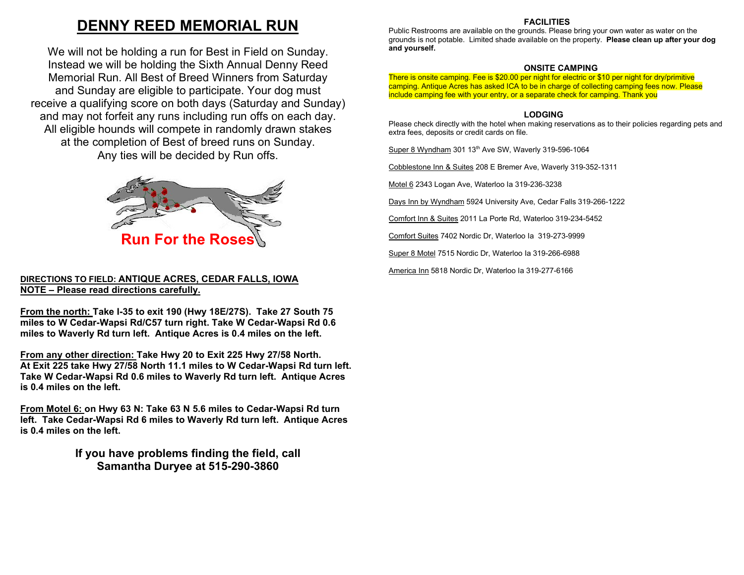# DENNY REED MEMORIAL RUN

We will not be holding a run for Best in Field on Sunday. Instead we will be holding the Sixth Annual Denny Reed Memorial Run. All Best of Breed Winners from Saturday and Sunday are eligible to participate. Your dog must receive a qualifying score on both days (Saturday and Sunday) and may not forfeit any runs including run offs on each day. All eligible hounds will compete in randomly drawn stakes at the completion of Best of breed runs on Sunday. Any ties will be decided by Run offs.

Run For the Roses

**DIRECTIONS TO FIELD: ANTIQUE ACRES, CEDAR FALLS, IOWA**
**NOTE – Please read directions carefully.**

**From the north: Take I-35 to exit 190 (Hwy 18E/27S). Take 27 South 75 miles to W Cedar-Wapsi Rd/C57 turn right. Take W Cedar-Wapsi Rd 0.6 miles to Waverly Rd turn left. Antique Acres is 0.4 miles on the left.**

**From any other direction: Take Hwy 20 to Exit 225 Hwy 27/58 North. At Exit 225 take Hwy 27/58 North 11.1 miles to W Cedar-Wapsi Rd turn left. Take W Cedar-Wapsi Rd 0.6 miles to Waverly Rd turn left. Antique Acres is 0.4 miles on the left.**

**From Motel 6: on Hwy 63 N: Take 63 N 5.6 miles to Cedar-Wapsi Rd turn left. Take Cedar-Wapsi Rd 6 miles to Waverly Rd turn left. Antique Acres is 0.4 miles on the left.**

**If you have problems finding the field, call Samantha Duryee at 515-290-3860**

### FACILITIES

Public Restrooms are available on the grounds. Please bring your own water as water on the grounds is not potable. Limited shade available on the property. **Please clean up after your dog and yourself.**

### ONSITE CAMPING

There is onsite camping. Fee is $20.00 per night for electric or $10 per night for dry/primitive camping. Antique Acres has asked ICA to be in charge of collecting camping fees now. Please include camping fee with your entry, or a separate check for camping. Thank you

### LODGING

Please check directly with the hotel when making reservations as to their policies regarding pets and extra fees, deposits or credit cards on file.

Super 8 Wyndham 301 13th Ave SW, Waverly 319-596-1064

Cobblestone Inn & Suites 208 E Bremer Ave, Waverly 319-352-1311

Motel 6 2343 Logan Ave, Waterloo Ia 319-236-3238

Days Inn by Wyndham 5924 University Ave, Cedar Falls 319-266-1222

Comfort Inn & Suites 2011 La Porte Rd, Waterloo 319-234-5452

Comfort Suites 7402 Nordic Dr, Waterloo Ia 319-273-9999

Super 8 Motel 7515 Nordic Dr, Waterloo Ia 319-266-6988

America Inn 5818 Nordic Dr, Waterloo Ia 319-277-6166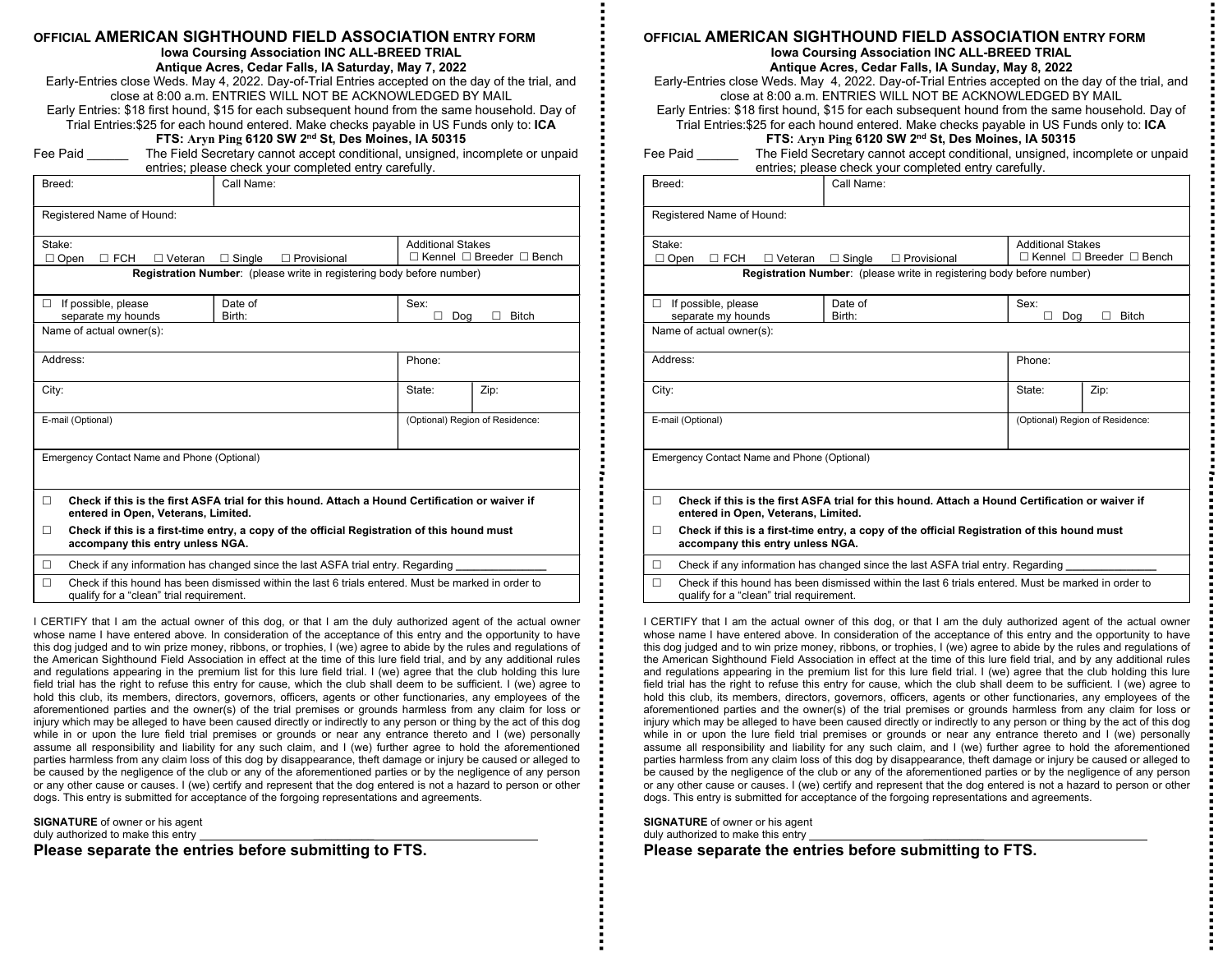**OFFICIAL AMERICAN SIGHTHOUND FIELD ASSOCIATION ENTRY FORM**

**Iowa Coursing Association INC ALL-BREED TRIAL**

**Antique Acres, Cedar Falls, IA Saturday, May 7, 2022**

Early-Entries close Weds. May 4, 2022. Day-of-Trial Entries accepted on the day of the trial, and close at 8:00 a.m. ENTRIES WILL NOT BE ACKNOWLEDGED BY MAIL

Early Entries: $18 first hound, $15 for each subsequent hound from the same household. Day of Trial Entries:$25 for each hound entered. Make checks payable in US Funds only to: **ICA**

**FTS: Aryn Ping 6120 SW 2nd St, Des Moines, IA 50315**

Fee Paid ______ The Field Secretary cannot accept conditional, unsigned, incomplete or unpaid entries; please check your completed entry carefully.

| Breed: | Call Name: | | |
|---|---|---|---|
| Registered Name of Hound: | | | |
| Stake: ☐ Open ☐ FCH ☐ Veteran ☐ Single ☐ Provisional | | Additional Stakes ☐ Kennel ☐ Breeder ☐ Bench | |
| **Registration Number**: (please write in registering body before number) | | | |
| ☐ If possible, please separate my hounds | Date of Birth: | Sex: ☐ Dog ☐ Bitch | |
| Name of actual owner(s): | | | |
| Address: | | Phone: | |
| City: | | State: | Zip: |
| E-mail (Optional) | | (Optional) Region of Residence: | |
| Emergency Contact Name and Phone (Optional) | | | |

☐ **Check if this is the first ASFA trial for this hound. Attach a Hound Certification or waiver if entered in Open, Veterans, Limited.**

☐ **Check if this is a first-time entry, a copy of the official Registration of this hound must accompany this entry unless NGA.**

☐ Check if any information has changed since the last ASFA trial entry. Regarding ______________

☐ Check if this hound has been dismissed within the last 6 trials entered. Must be marked in order to qualify for a "clean" trial requirement.

I CERTIFY that I am the actual owner of this dog, or that I am the duly authorized agent of the actual owner whose name I have entered above. In consideration of the acceptance of this entry and the opportunity to have this dog judged and to win prize money, ribbons, or trophies, I (we) agree to abide by the rules and regulations of the American Sighthound Field Association in effect at the time of this lure field trial, and by any additional rules and regulations appearing in the premium list for this lure field trial. I (we) agree that the club holding this lure field trial has the right to refuse this entry for cause, which the club shall deem to be sufficient. I (we) agree to hold this club, its members, directors, governors, officers, agents or other functionaries, any employees of the aforementioned parties and the owner(s) of the trial premises or grounds harmless from any claim for loss or injury which may be alleged to have been caused directly or indirectly to any person or thing by the act of this dog while in or upon the lure field trial premises or grounds or near any entrance thereto and I (we) personally assume all responsibility and liability for any such claim, and I (we) further agree to hold the aforementioned parties harmless from any claim loss of this dog by disappearance, theft damage or injury be caused or alleged to be caused by the negligence of the club or any of the aforementioned parties or by the negligence of any person or any other cause or causes. I (we) certify and represent that the dog entered is not a hazard to person or other dogs. This entry is submitted for acceptance of the forgoing representations and agreements.

**SIGNATURE** of owner or his agent
duly authorized to make this entry ______________________________

**Please separate the entries before submitting to FTS.**

---

**OFFICIAL AMERICAN SIGHTHOUND FIELD ASSOCIATION ENTRY FORM**

**Iowa Coursing Association INC ALL-BREED TRIAL**

**Antique Acres, Cedar Falls, IA Sunday, May 8, 2022**

Early-Entries close Weds. May 4, 2022. Day-of-Trial Entries accepted on the day of the trial, and close at 8:00 a.m. ENTRIES WILL NOT BE ACKNOWLEDGED BY MAIL

Early Entries: $18 first hound, $15 for each subsequent hound from the same household. Day of Trial Entries:$25 for each hound entered. Make checks payable in US Funds only to: **ICA**

**FTS: Aryn Ping 6120 SW 2nd St, Des Moines, IA 50315**

Fee Paid ______ The Field Secretary cannot accept conditional, unsigned, incomplete or unpaid entries; please check your completed entry carefully.

| Breed: | Call Name: | | |
|---|---|---|---|
| Registered Name of Hound: | | | |
| Stake: ☐ Open ☐ FCH ☐ Veteran ☐ Single ☐ Provisional | | Additional Stakes ☐ Kennel ☐ Breeder ☐ Bench | |
| **Registration Number**: (please write in registering body before number) | | | |
| ☐ If possible, please separate my hounds | Date of Birth: | Sex: ☐ Dog ☐ Bitch | |
| Name of actual owner(s): | | | |
| Address: | | Phone: | |
| City: | | State: | Zip: |
| E-mail (Optional) | | (Optional) Region of Residence: | |
| Emergency Contact Name and Phone (Optional) | | | |

☐ **Check if this is the first ASFA trial for this hound. Attach a Hound Certification or waiver if entered in Open, Veterans, Limited.**

☐ **Check if this is a first-time entry, a copy of the official Registration of this hound must accompany this entry unless NGA.**

☐ Check if any information has changed since the last ASFA trial entry. Regarding ______________

☐ Check if this hound has been dismissed within the last 6 trials entered. Must be marked in order to qualify for a "clean" trial requirement.

I CERTIFY that I am the actual owner of this dog, or that I am the duly authorized agent of the actual owner whose name I have entered above. In consideration of the acceptance of this entry and the opportunity to have this dog judged and to win prize money, ribbons, or trophies, I (we) agree to abide by the rules and regulations of the American Sighthound Field Association in effect at the time of this lure field trial, and by any additional rules and regulations appearing in the premium list for this lure field trial. I (we) agree that the club holding this lure field trial has the right to refuse this entry for cause, which the club shall deem to be sufficient. I (we) agree to hold this club, its members, directors, governors, officers, agents or other functionaries, any employees of the aforementioned parties and the owner(s) of the trial premises or grounds harmless from any claim for loss or injury which may be alleged to have been caused directly or indirectly to any person or thing by the act of this dog while in or upon the lure field trial premises or grounds or near any entrance thereto and I (we) personally assume all responsibility and liability for any such claim, and I (we) further agree to hold the aforementioned parties harmless from any claim loss of this dog by disappearance, theft damage or injury be caused or alleged to be caused by the negligence of the club or any of the aforementioned parties or by the negligence of any person or any other cause or causes. I (we) certify and represent that the dog entered is not a hazard to person or other dogs. This entry is submitted for acceptance of the forgoing representations and agreements.

**SIGNATURE** of owner or his agent
duly authorized to make this entry ______________________________

**Please separate the entries before submitting to FTS.**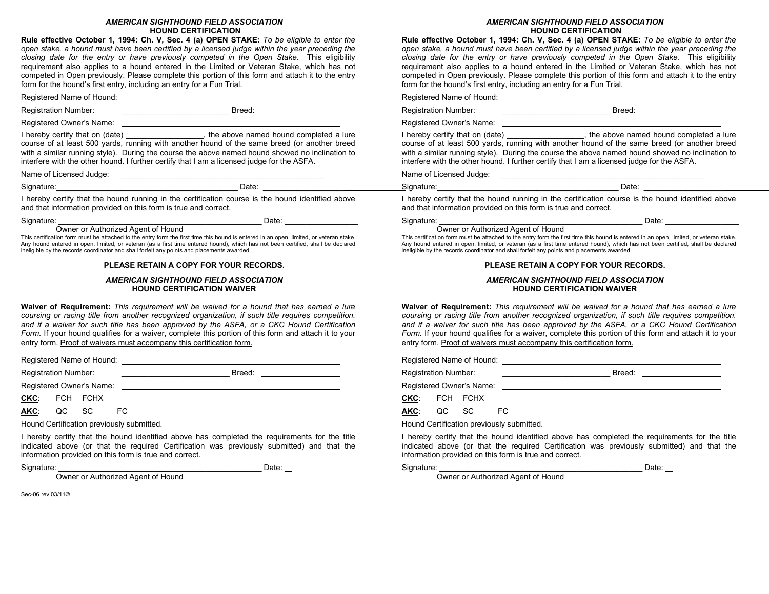## *AMERICAN SIGHTHOUND FIELD ASSOCIATION*
### HOUND CERTIFICATION

**Rule effective October 1, 1994: Ch. V, Sec. 4 (a) OPEN STAKE:** *To be eligible to enter the open stake, a hound must have been certified by a licensed judge within the year preceding the closing date for the entry or have previously competed in the Open Stake.* This eligibility requirement also applies to a hound entered in the Limited or Veteran Stake, which has not competed in Open previously. Please complete this portion of this form and attach it to the entry form for the hound's first entry, including an entry for a Fun Trial.

Registered Name of Hound: ______________________________

Registration Number: ______________________ Breed: ________________

Registered Owner's Name: ______________________________

I hereby certify that on (date) ________________, the above named hound completed a lure course of at least 500 yards, running with another hound of the same breed (or another breed with a similar running style). During the course the above named hound showed no inclination to interfere with the other hound. I further certify that I am a licensed judge for the ASFA.

Name of Licensed Judge: ______________________________

Signature: ______________________________ Date: ________________

I hereby certify that the hound running in the certification course is the hound identified above and that information provided on this form is true and correct.

Signature: ______________________________ Date: ________________
Owner or Authorized Agent of Hound

This certification form must be attached to the entry form the first time this hound is entered in an open, limited, or veteran stake. Any hound entered in open, limited, or veteran (as a first time entered hound), which has not been certified, shall be declared ineligible by the records coordinator and shall forfeit any points and placements awarded.

**PLEASE RETAIN A COPY FOR YOUR RECORDS.**

## *AMERICAN SIGHTHOUND FIELD ASSOCIATION*
### HOUND CERTIFICATION WAIVER

**Waiver of Requirement:** *This requirement will be waived for a hound that has earned a lure coursing or racing title from another recognized organization, if such title requires competition, and if a waiver for such title has been approved by the ASFA, or a CKC Hound Certification Form.* If your hound qualifies for a waiver, complete this portion of this form and attach it to your entry form. Proof of waivers must accompany this certification form.

Registered Name of Hound: ______________________________

Registration Number: ______________________ Breed: ________________

Registered Owner's Name: ______________________________

**CKC**: FCH FCHX

**AKC**: QC SC FC

Hound Certification previously submitted.

I hereby certify that the hound identified above has completed the requirements for the title indicated above (or that the required Certification was previously submitted) and that the information provided on this form is true and correct.

Signature: ______________________________ Date: __
Owner or Authorized Agent of Hound

---

## *AMERICAN SIGHTHOUND FIELD ASSOCIATION*
### HOUND CERTIFICATION

**Rule effective October 1, 1994: Ch. V, Sec. 4 (a) OPEN STAKE:** *To be eligible to enter the open stake, a hound must have been certified by a licensed judge within the year preceding the closing date for the entry or have previously competed in the Open Stake.* This eligibility requirement also applies to a hound entered in the Limited or Veteran Stake, which has not competed in Open previously. Please complete this portion of this form and attach it to the entry form for the hound's first entry, including an entry for a Fun Trial.

Registered Name of Hound: ______________________________

Registration Number: ______________________ Breed: ________________

Registered Owner's Name: ______________________________

I hereby certify that on (date) ________________, the above named hound completed a lure course of at least 500 yards, running with another hound of the same breed (or another breed with a similar running style). During the course the above named hound showed no inclination to interfere with the other hound. I further certify that I am a licensed judge for the ASFA.

Name of Licensed Judge: ______________________________

Signature: ______________________________ Date: ________________

I hereby certify that the hound running in the certification course is the hound identified above and that information provided on this form is true and correct.

Signature: ______________________________ Date: ________________
Owner or Authorized Agent of Hound

This certification form must be attached to the entry form the first time this hound is entered in an open, limited, or veteran stake. Any hound entered in open, limited, or veteran (as a first time entered hound), which has not been certified, shall be declared ineligible by the records coordinator and shall forfeit any points and placements awarded.

**PLEASE RETAIN A COPY FOR YOUR RECORDS.**

## *AMERICAN SIGHTHOUND FIELD ASSOCIATION*
### HOUND CERTIFICATION WAIVER

**Waiver of Requirement:** *This requirement will be waived for a hound that has earned a lure coursing or racing title from another recognized organization, if such title requires competition, and if a waiver for such title has been approved by the ASFA, or a CKC Hound Certification Form.* If your hound qualifies for a waiver, complete this portion of this form and attach it to your entry form. Proof of waivers must accompany this certification form.

Registered Name of Hound: ______________________________

Registration Number: ______________________ Breed: ________________

Registered Owner's Name: ______________________________

**CKC**: FCH FCHX

**AKC**: QC SC FC

Hound Certification previously submitted.

I hereby certify that the hound identified above has completed the requirements for the title indicated above (or that the required Certification was previously submitted) and that the information provided on this form is true and correct.

Signature: ______________________________ Date: __
Owner or Authorized Agent of Hound

Sec-06 rev 03/11©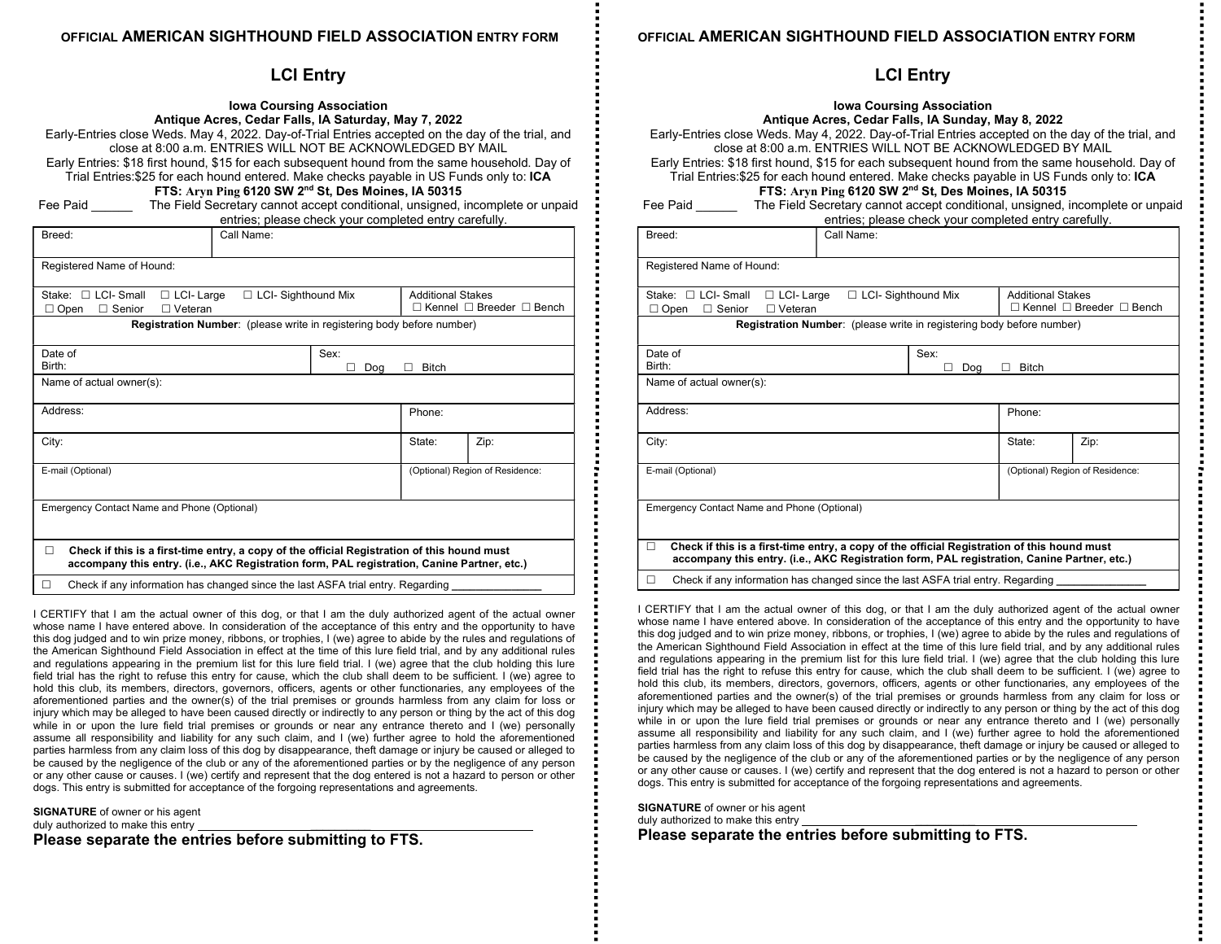OFFICIAL **AMERICAN SIGHTHOUND FIELD ASSOCIATION** ENTRY FORM

## LCI Entry

**Iowa Coursing Association**
**Antique Acres, Cedar Falls, IA Saturday, May 7, 2022**

Early-Entries close Weds. May 4, 2022. Day-of-Trial Entries accepted on the day of the trial, and close at 8:00 a.m. ENTRIES WILL NOT BE ACKNOWLEDGED BY MAIL

Early Entries: $18 first hound, $15 for each subsequent hound from the same household. Day of Trial Entries:$25 for each hound entered. Make checks payable in US Funds only to: **ICA**

**FTS: Aryn Ping 6120 SW 2nd St, Des Moines, IA 50315**

Fee Paid ______ The Field Secretary cannot accept conditional, unsigned, incomplete or unpaid entries; please check your completed entry carefully.

| Breed: | Call Name: | | |
|---|---|---|---|
| Registered Name of Hound: | | | |
| Stake: ☐ LCI- Small ☐ LCI- Large ☐ LCI- Sighthound Mix ☐ Open ☐ Senior ☐ Veteran | | Additional Stakes ☐ Kennel ☐ Breeder ☐ Bench | |
| **Registration Number**: (please write in registering body before number) | | | |
| Date of Birth: | Sex: ☐ Dog ☐ Bitch | | |
| Name of actual owner(s): | | | |
| Address: | | Phone: | |
| City: | | State: | Zip: |
| E-mail (Optional) | | (Optional) Region of Residence: | |
| Emergency Contact Name and Phone (Optional) | | | |
| ☐ **Check if this is a first-time entry, a copy of the official Registration of this hound must accompany this entry. (i.e., AKC Registration form, PAL registration, Canine Partner, etc.)** | | | |
| ☐ Check if any information has changed since the last ASFA trial entry. Regarding _______________ | | | |

I CERTIFY that I am the actual owner of this dog, or that I am the duly authorized agent of the actual owner whose name I have entered above. In consideration of the acceptance of this entry and the opportunity to have this dog judged and to win prize money, ribbons, or trophies, I (we) agree to abide by the rules and regulations of the American Sighthound Field Association in effect at the time of this lure field trial, and by any additional rules and regulations appearing in the premium list for this lure field trial. I (we) agree that the club holding this lure field trial has the right to refuse this entry for cause, which the club shall deem to be sufficient. I (we) agree to hold this club, its members, directors, governors, officers, agents or other functionaries, any employees of the aforementioned parties and the owner(s) of the trial premises or grounds harmless from any claim for loss or injury which may be alleged to have been caused directly or indirectly to any person or thing by the act of this dog while in or upon the lure field trial premises or grounds or near any entrance thereto and I (we) personally assume all responsibility and liability for any such claim, and I (we) further agree to hold the aforementioned parties harmless from any claim loss of this dog by disappearance, theft damage or injury be caused or alleged to be caused by the negligence of the club or any of the aforementioned parties or by the negligence of any person or any other cause or causes. I (we) certify and represent that the dog entered is not a hazard to person or other dogs. This entry is submitted for acceptance of the forgoing representations and agreements.

**SIGNATURE** of owner or his agent
duly authorized to make this entry ______________________________________________

**Please separate the entries before submitting to FTS.**

---

OFFICIAL **AMERICAN SIGHTHOUND FIELD ASSOCIATION** ENTRY FORM

## LCI Entry

**Iowa Coursing Association**
**Antique Acres, Cedar Falls, IA Sunday, May 8, 2022**

Early-Entries close Weds. May 4, 2022. Day-of-Trial Entries accepted on the day of the trial, and close at 8:00 a.m. ENTRIES WILL NOT BE ACKNOWLEDGED BY MAIL

Early Entries: $18 first hound, $15 for each subsequent hound from the same household. Day of Trial Entries:$25 for each hound entered. Make checks payable in US Funds only to: **ICA**

**FTS: Aryn Ping 6120 SW 2nd St, Des Moines, IA 50315**

Fee Paid ______ The Field Secretary cannot accept conditional, unsigned, incomplete or unpaid entries; please check your completed entry carefully.

| Breed: | Call Name: | | |
|---|---|---|---|
| Registered Name of Hound: | | | |
| Stake: ☐ LCI- Small ☐ LCI- Large ☐ LCI- Sighthound Mix ☐ Open ☐ Senior ☐ Veteran | | Additional Stakes ☐ Kennel ☐ Breeder ☐ Bench | |
| **Registration Number**: (please write in registering body before number) | | | |
| Date of Birth: | Sex: ☐ Dog ☐ Bitch | | |
| Name of actual owner(s): | | | |
| Address: | | Phone: | |
| City: | | State: | Zip: |
| E-mail (Optional) | | (Optional) Region of Residence: | |
| Emergency Contact Name and Phone (Optional) | | | |
| ☐ **Check if this is a first-time entry, a copy of the official Registration of this hound must accompany this entry. (i.e., AKC Registration form, PAL registration, Canine Partner, etc.)** | | | |
| ☐ Check if any information has changed since the last ASFA trial entry. Regarding _______________ | | | |

I CERTIFY that I am the actual owner of this dog, or that I am the duly authorized agent of the actual owner whose name I have entered above. In consideration of the acceptance of this entry and the opportunity to have this dog judged and to win prize money, ribbons, or trophies, I (we) agree to abide by the rules and regulations of the American Sighthound Field Association in effect at the time of this lure field trial, and by any additional rules and regulations appearing in the premium list for this lure field trial. I (we) agree that the club holding this lure field trial has the right to refuse this entry for cause, which the club shall deem to be sufficient. I (we) agree to hold this club, its members, directors, governors, officers, agents or other functionaries, any employees of the aforementioned parties and the owner(s) of the trial premises or grounds harmless from any claim for loss or injury which may be alleged to have been caused directly or indirectly to any person or thing by the act of this dog while in or upon the lure field trial premises or grounds or near any entrance thereto and I (we) personally assume all responsibility and liability for any such claim, and I (we) further agree to hold the aforementioned parties harmless from any claim loss of this dog by disappearance, theft damage or injury be caused or alleged to be caused by the negligence of the club or any of the aforementioned parties or by the negligence of any person or any other cause or causes. I (we) certify and represent that the dog entered is not a hazard to person or other dogs. This entry is submitted for acceptance of the forgoing representations and agreements.

**SIGNATURE** of owner or his agent
duly authorized to make this entry ______________________________________________

**Please separate the entries before submitting to FTS.**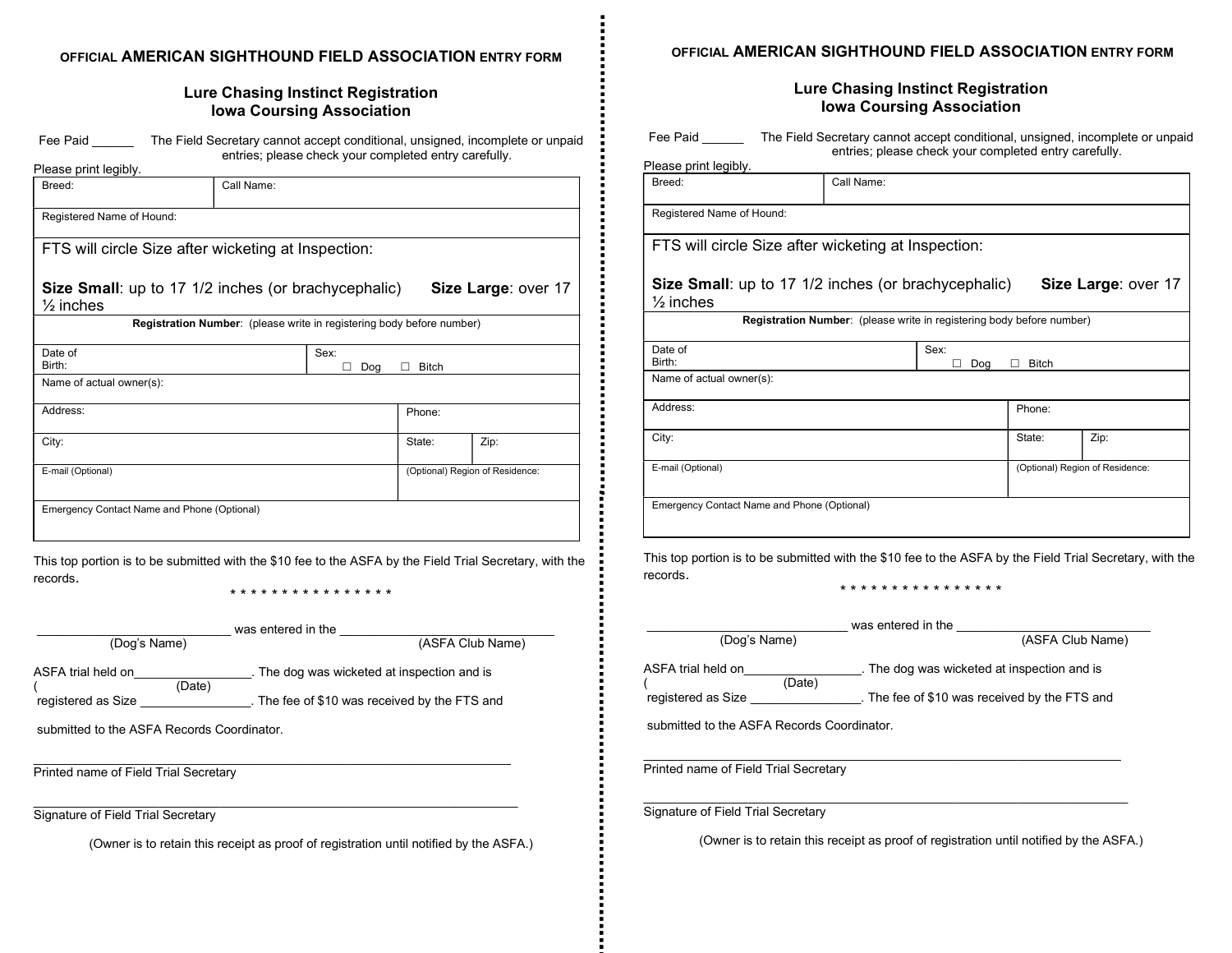OFFICIAL **AMERICAN SIGHTHOUND FIELD ASSOCIATION** ENTRY FORM

### Lure Chasing Instinct Registration
### Iowa Coursing Association

Fee Paid ______ The Field Secretary cannot accept conditional, unsigned, incomplete or unpaid entries; please check your completed entry carefully.

Please print legibly.

| Breed: | Call Name: |
|---|---|
| Registered Name of Hound: | |
| FTS will circle Size after wicketing at Inspection: **Size Small**: up to 17 1/2 inches (or brachycephalic) **Size Large**: over 17 ½ inches | |
| **Registration Number**: (please write in registering body before number) | |
| Date of Birth: | Sex: ☐ Dog ☐ Bitch |
| Name of actual owner(s): | |
| Address: | Phone: |
| City: | State: Zip: |
| E-mail (Optional) | (Optional) Region of Residence: |
| Emergency Contact Name and Phone (Optional) | |

This top portion is to be submitted with the $10 fee to the ASFA by the Field Trial Secretary, with the records.

* * * * * * * * * * * * * * * *

___________________________ was entered in the ______________________________
(Dog's Name) (ASFA Club Name)

ASFA trial held on________________. The dog was wicketed at inspection and is
( (Date)
registered as Size _______________. The fee of $10 was received by the FTS and

submitted to the ASFA Records Coordinator.

___________________________________________________________________
Printed name of Field Trial Secretary

___________________________________________________________________
Signature of Field Trial Secretary

(Owner is to retain this receipt as proof of registration until notified by the ASFA.)

---

OFFICIAL **AMERICAN SIGHTHOUND FIELD ASSOCIATION** ENTRY FORM

### Lure Chasing Instinct Registration
### Iowa Coursing Association

Fee Paid ______ The Field Secretary cannot accept conditional, unsigned, incomplete or unpaid entries; please check your completed entry carefully.

Please print legibly.

| Breed: | Call Name: |
|---|---|
| Registered Name of Hound: | |
| FTS will circle Size after wicketing at Inspection: **Size Small**: up to 17 1/2 inches (or brachycephalic) **Size Large**: over 17 ½ inches | |
| **Registration Number**: (please write in registering body before number) | |
| Date of Birth: | Sex: ☐ Dog ☐ Bitch |
| Name of actual owner(s): | |
| Address: | Phone: |
| City: | State: Zip: |
| E-mail (Optional) | (Optional) Region of Residence: |
| Emergency Contact Name and Phone (Optional) | |

This top portion is to be submitted with the $10 fee to the ASFA by the Field Trial Secretary, with the records.

* * * * * * * * * * * * * * * *

___________________________ was entered in the ______________________________
(Dog's Name) (ASFA Club Name)

ASFA trial held on________________. The dog was wicketed at inspection and is
( (Date)
registered as Size _______________. The fee of $10 was received by the FTS and

submitted to the ASFA Records Coordinator.

___________________________________________________________________
Printed name of Field Trial Secretary

___________________________________________________________________
Signature of Field Trial Secretary

(Owner is to retain this receipt as proof of registration until notified by the ASFA.)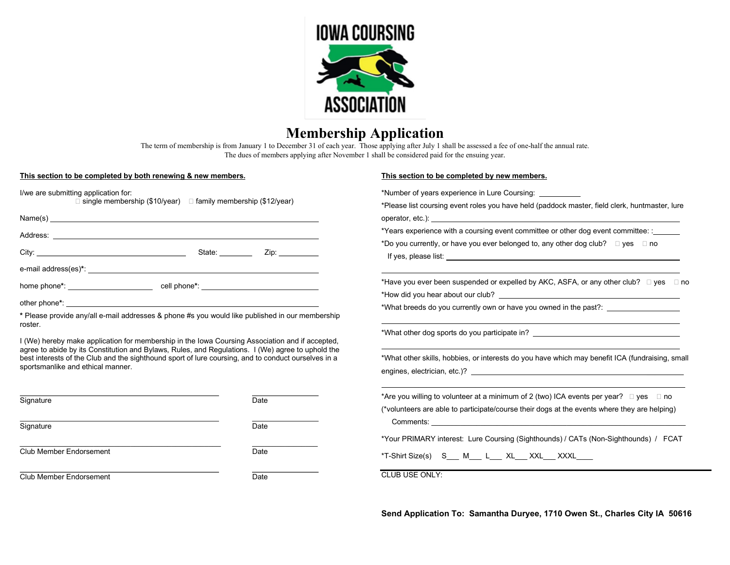IOWA COURSING ASSOCIATION

# Membership Application

The term of membership is from January 1 to December 31 of each year. Those applying after July 1 shall be assessed a fee of one-half the annual rate. The dues of members applying after November 1 shall be considered paid for the ensuing year.

**<u>This section to be completed by both renewing & new members.</u>**

I/we are submitting application for:

☐ single membership ($10/year) ☐ family membership ($12/year)

Name(s) ______________________________

Address: ______________________________

City: ________________ State: ________ Zip: __________

e-mail address(es)*: ______________________________

home phone*: ________________ cell phone*: ________________

other phone*: ______________________________

* Please provide any/all e-mail addresses & phone #s you would like published in our membership roster.

I (We) hereby make application for membership in the Iowa Coursing Association and if accepted, agree to abide by its Constitution and Bylaws, Rules, and Regulations. I (We) agree to uphold the best interests of the Club and the sighthound sport of lure coursing, and to conduct ourselves in a sportsmanlike and ethical manner.

______________________ Signature ______________ Date

______________________ Signature ______________ Date

______________________ Club Member Endorsement ______________ Date

______________________ Club Member Endorsement ______________ Date

**<u>This section to be completed by new members.</u>**

*Number of years experience in Lure Coursing: __________

*Please list coursing event roles you have held (paddock master, field clerk, huntmaster, lure operator, etc.): ______________________________

*Years experience with a coursing event committee or other dog event committee: :______

*Do you currently, or have you ever belonged to, any other dog club? ☐ yes ☐ no

If yes, please list: ______________________________

*Have you ever been suspended or expelled by AKC, ASFA, or any other club? ☐ yes ☐ no

*How did you hear about our club? ______________________________

*What breeds do you currently own or have you owned in the past?: ______________________________

*What other dog sports do you participate in? ______________________________

*What other skills, hobbies, or interests do you have which may benefit ICA (fundraising, small engines, electrician, etc.)? ______________________________

*Are you willing to volunteer at a minimum of 2 (two) ICA events per year? ☐ yes ☐ no

(*volunteers are able to participate/course their dogs at the events where they are helping)

Comments: ______________________________

*Your PRIMARY interest: Lure Coursing (Sighthounds) / CATs (Non-Sighthounds) / FCAT

*T-Shirt Size(s) S___ M___ L___ XL___ XXL___ XXXL____

CLUB USE ONLY:

**Send Application To: Samantha Duryee, 1710 Owen St., Charles City IA 50616**